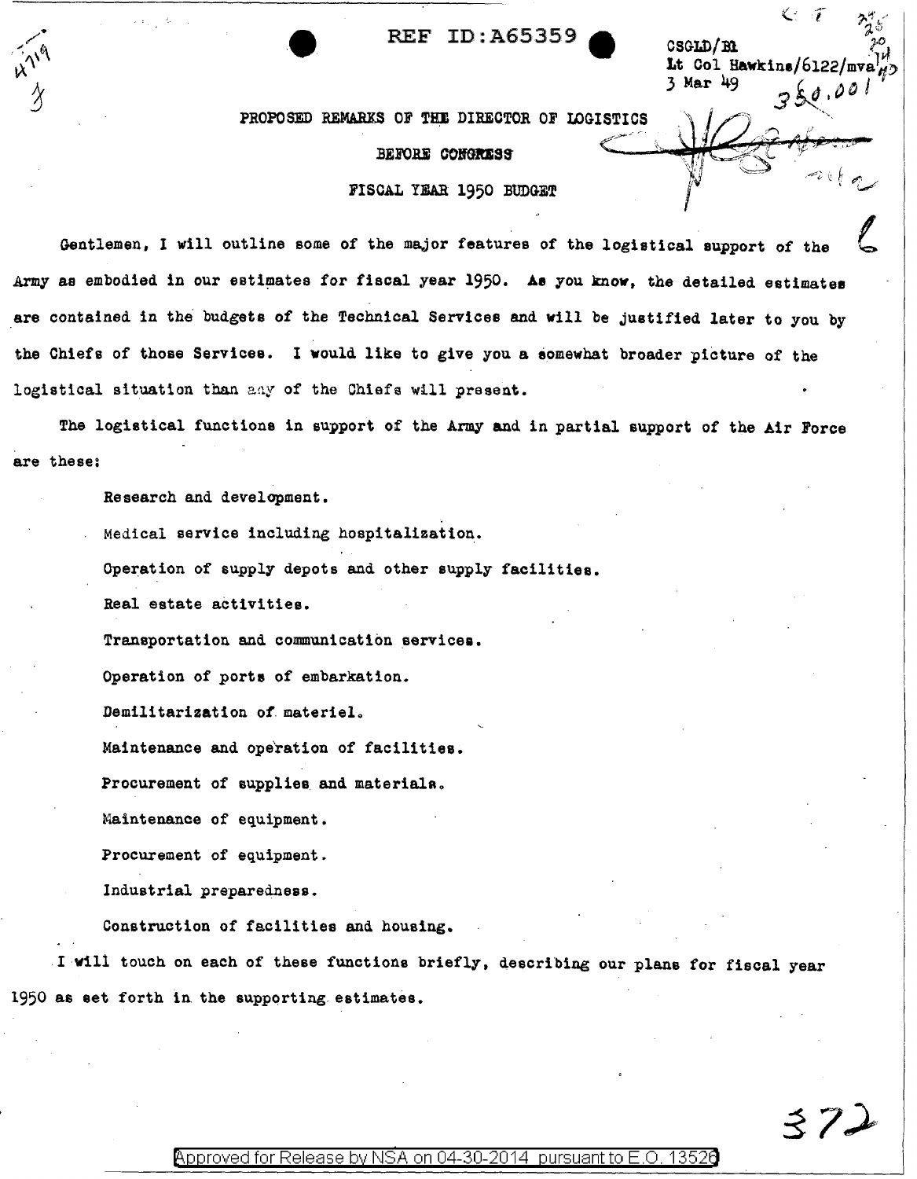REF ID:A65359

CSGLD/Rl
Lt Col Hawkins/6122/mva
3 Mar 49

PROPOSED REMARKS OF THE DIRECTOR OF LOGISTICS

BEFORE CONGRESS

FISCAL YEAR 1950 BUDGET

Gentlemen, I will outline some of the major features of the logistical support of the Army as embodied in our estimates for fiscal year 1950. As you know, the detailed estimates are contained in the budgets of the Technical Services and will be justified later to you by the Chiefs of those Services. I would like to give you a somewhat broader picture of the logistical situation than any of the Chiefs will present.

The logistical functions in support of the Army and in partial support of the Air Force are these:

Research and development.

Medical service including hospitalization.

Operation of supply depots and other supply facilities.

Real estate activities.

Transportation and communication services.

Operation of ports of embarkation.

Demilitarization of materiel.

Maintenance and operation of facilities.

Procurement of supplies and materials.

Maintenance of equipment.

Procurement of equipment.

Industrial preparedness.

Construction of facilities and housing.

I will touch on each of these functions briefly, describing our plans for fiscal year 1950 as set forth in the supporting estimates.

Approved for Release by NSA on 04-30-2014 pursuant to E.O. 13526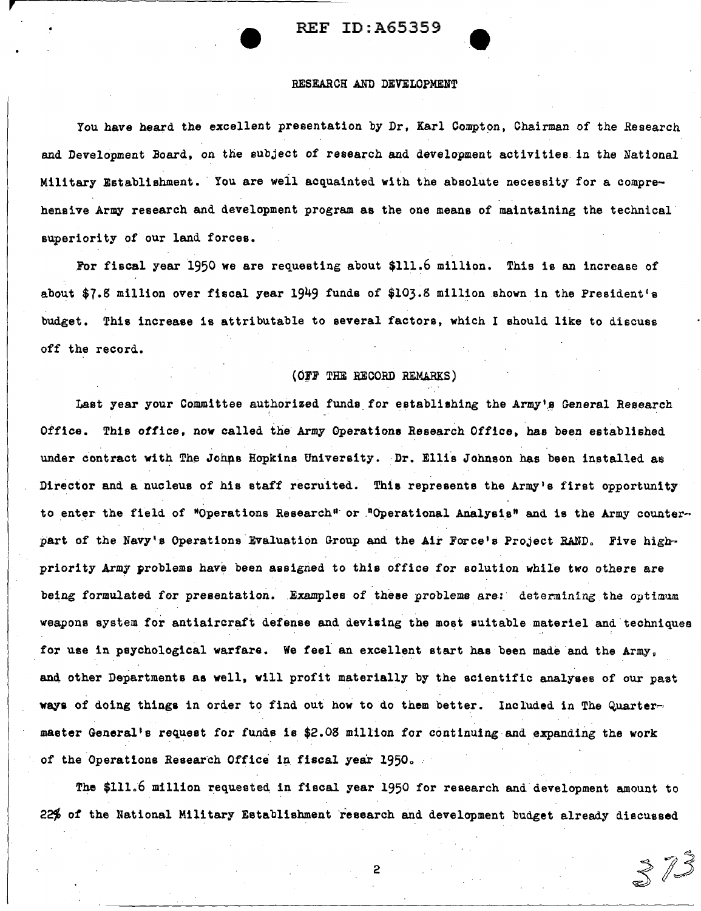## RESEARCH AND DEVELOPMENT

You have heard the excellent presentation by Dr. Karl Compton, Chairman of the Research and Development Board, on the subject of research and development activities in the National Military Establishment. You are well acquainted with the absolute necessity for a comprehensive Army research and development program as the one means of maintaining the technical superiority of our land forces.

For fiscal year 1950 we are requesting about $111.6 million. This is an increase of about $7.8 million over fiscal year 1949 funds of $103.8 million shown in the President's budget. This increase is attributable to several factors, which I should like to discuss off the record.

(OFF THE RECORD REMARKS)

Last year your Committee authorized funds for establishing the Army's General Research Office. This office, now called the Army Operations Research Office, has been established under contract with The Johns Hopkins University. Dr. Ellis Johnson has been installed as Director and a nucleus of his staff recruited. This represents the Army's first opportunity to enter the field of "Operations Research" or "Operational Analysis" and is the Army counterpart of the Navy's Operations Evaluation Group and the Air Force's Project RAND. Five high-priority Army problems have been assigned to this office for solution while two others are being formulated for presentation. Examples of these problems are: determining the optimum weapons system for antiaircraft defense and devising the most suitable materiel and techniques for use in psychological warfare. We feel an excellent start has been made and the Army, and other Departments as well, will profit materially by the scientific analyses of our past ways of doing things in order to find out how to do them better. Included in The Quartermaster General's request for funds is $2.08 million for continuing and expanding the work of the Operations Research Office in fiscal year 1950.

The $111.6 million requested in fiscal year 1950 for research and development amount to 22% of the National Military Establishment research and development budget already discussed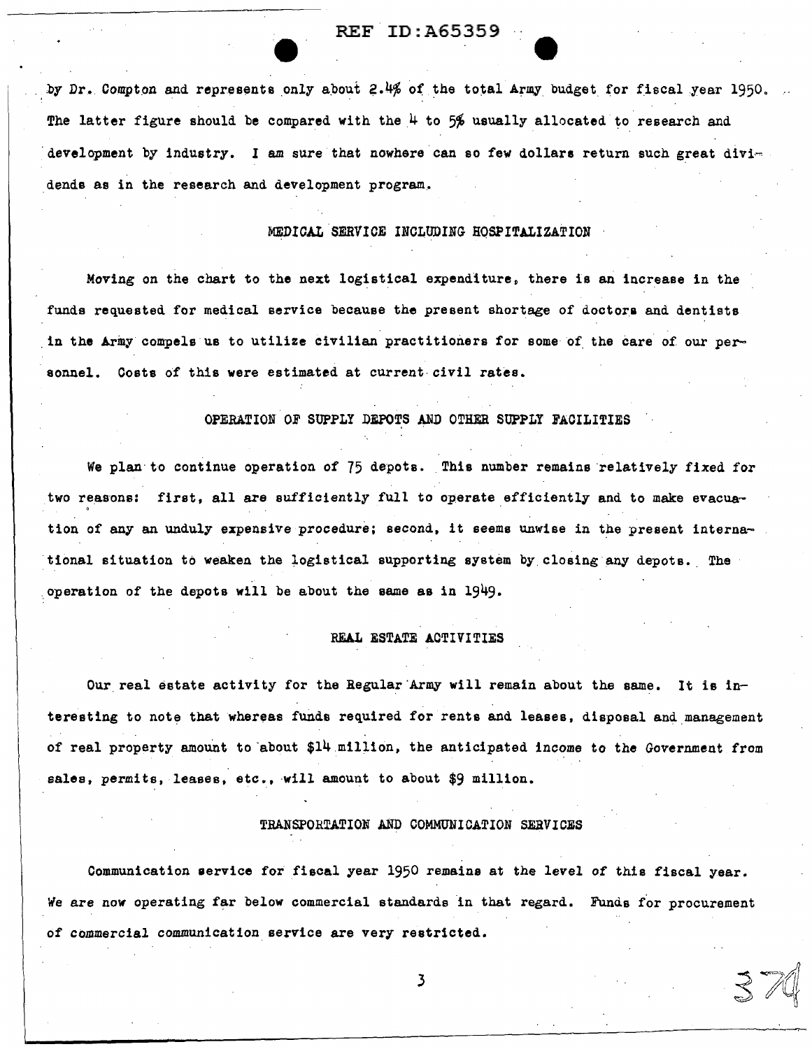by Dr. Compton and represents only about 2.4% of the total Army budget for fiscal year 1950. The latter figure should be compared with the 4 to 5% usually allocated to research and development by industry. I am sure that nowhere can so few dollars return such great dividends as in the research and development program.

## MEDICAL SERVICE INCLUDING HOSPITALIZATION

Moving on the chart to the next logistical expenditure, there is an increase in the funds requested for medical service because the present shortage of doctors and dentists in the Army compels us to utilize civilian practitioners for some of the care of our personnel. Costs of this were estimated at current civil rates.

## OPERATION OF SUPPLY DEPOTS AND OTHER SUPPLY FACILITIES

We plan to continue operation of 75 depots. This number remains relatively fixed for two reasons: first, all are sufficiently full to operate efficiently and to make evacuation of any an unduly expensive procedure; second, it seems unwise in the present international situation to weaken the logistical supporting system by closing any depots. The operation of the depots will be about the same as in 1949.

## REAL ESTATE ACTIVITIES

Our real estate activity for the Regular Army will remain about the same. It is interesting to note that whereas funds required for rents and leases, disposal and management of real property amount to about $14 million, the anticipated income to the Government from sales, permits, leases, etc., will amount to about $9 million.

## TRANSPORTATION AND COMMUNICATION SERVICES

Communication service for fiscal year 1950 remains at the level of this fiscal year. We are now operating far below commercial standards in that regard. Funds for procurement of commercial communication service are very restricted.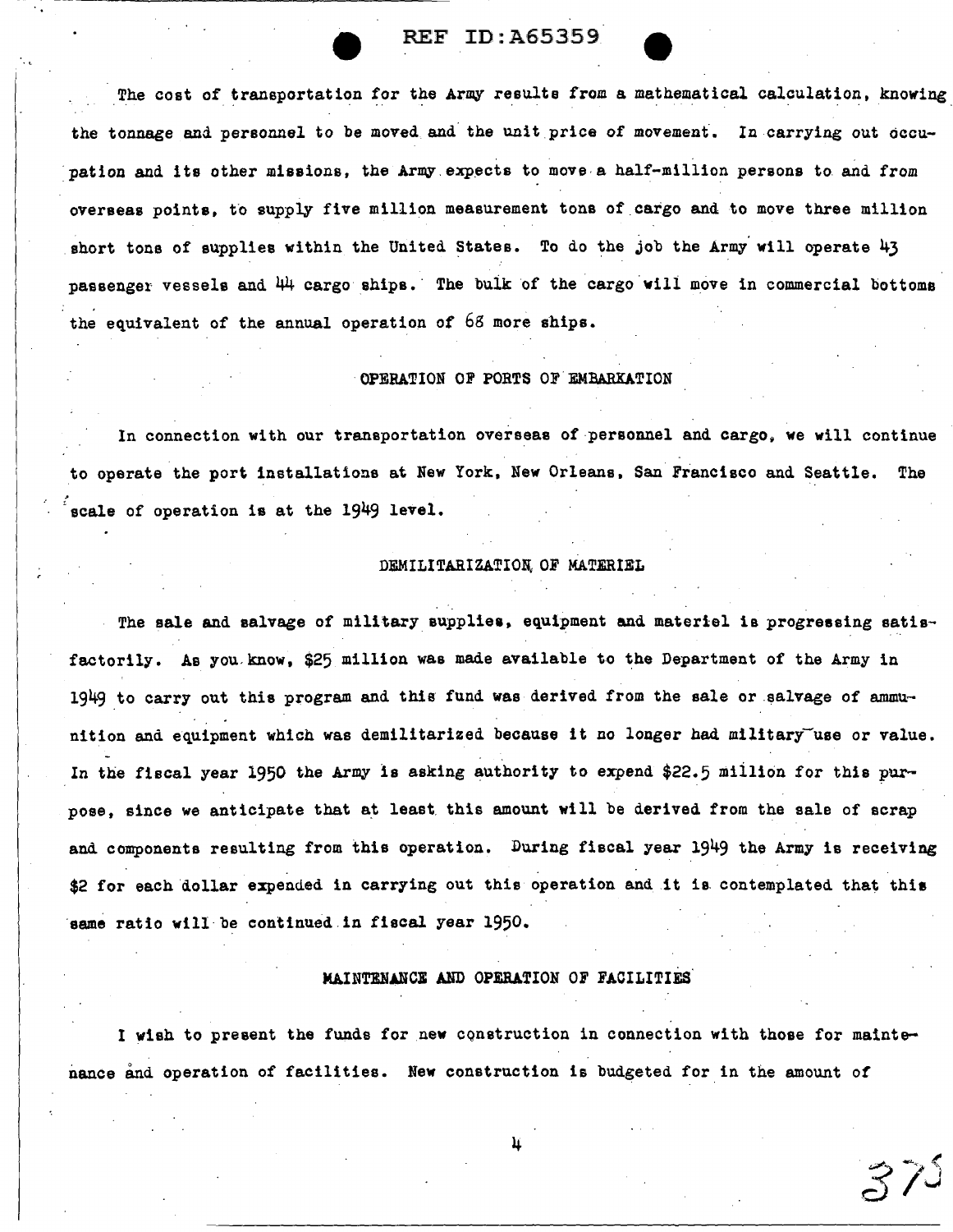The cost of transportation for the Army results from a mathematical calculation, knowing the tonnage and personnel to be moved and the unit price of movement. In carrying out occupation and its other missions, the Army expects to move a half-million persons to and from overseas points, to supply five million measurement tons of cargo and to move three million short tons of supplies within the United States. To do the job the Army will operate 43 passenger vessels and 44 cargo ships. The bulk of the cargo will move in commercial bottoms the equivalent of the annual operation of 68 more ships.

## OPERATION OF PORTS OF EMBARKATION

In connection with our transportation overseas of personnel and cargo, we will continue to operate the port installations at New York, New Orleans, San Francisco and Seattle. The scale of operation is at the 1949 level.

## DEMILITARIZATION OF MATERIEL

The sale and salvage of military supplies, equipment and materiel is progressing satisfactorily. As you know, $25 million was made available to the Department of the Army in 1949 to carry out this program and this fund was derived from the sale or salvage of ammunition and equipment which was demilitarized because it no longer had military use or value. In the fiscal year 1950 the Army is asking authority to expend $22.5 million for this purpose, since we anticipate that at least this amount will be derived from the sale of scrap and components resulting from this operation. During fiscal year 1949 the Army is receiving $2 for each dollar expended in carrying out this operation and it is contemplated that this same ratio will be continued in fiscal year 1950.

## MAINTENANCE AND OPERATION OF FACILITIES

I wish to present the funds for new construction in connection with those for maintenance and operation of facilities. New construction is budgeted for in the amount of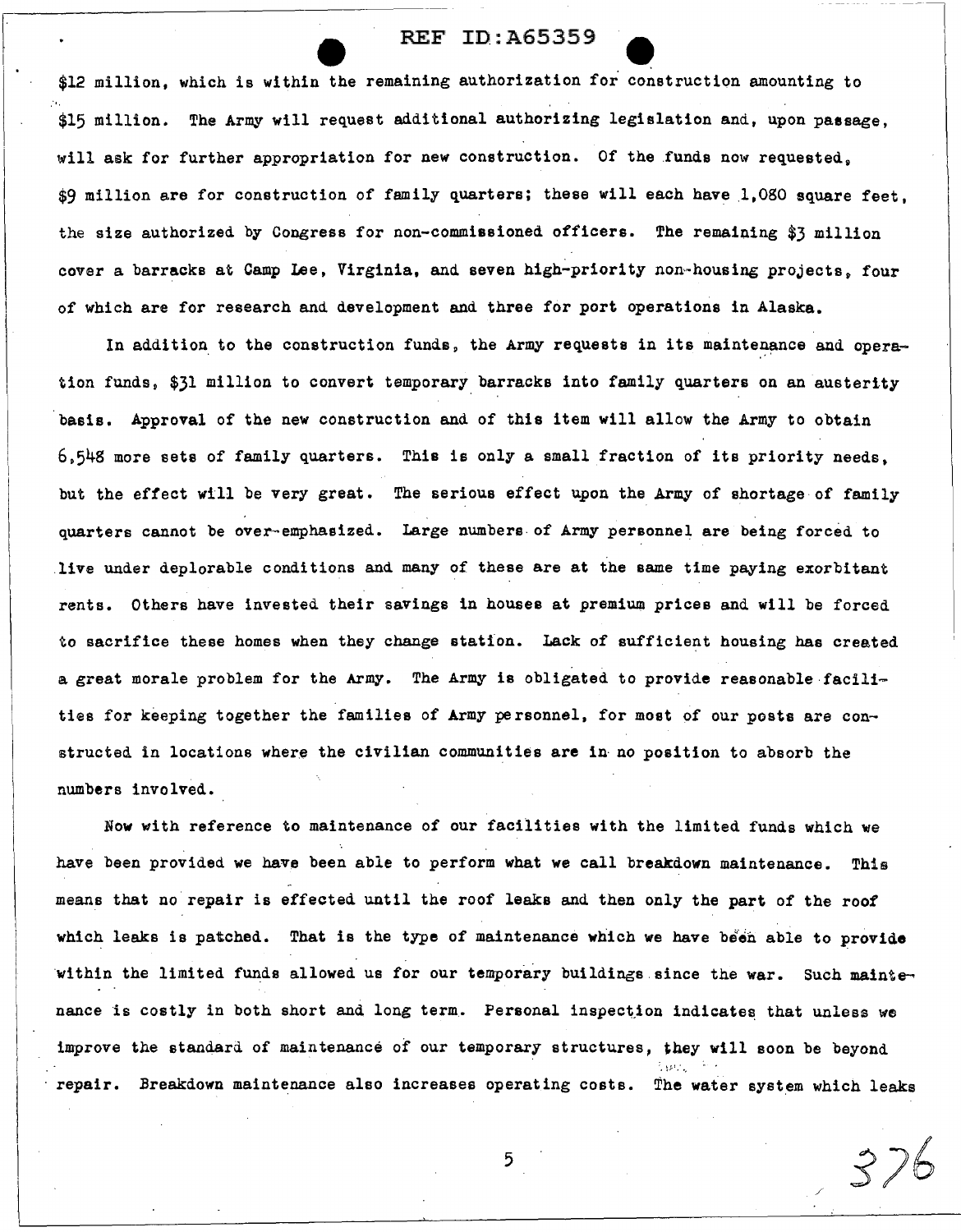$12 million, which is within the remaining authorization for construction amounting to $15 million. The Army will request additional authorizing legislation and, upon passage, will ask for further appropriation for new construction. Of the funds now requested, $9 million are for construction of family quarters; these will each have 1,080 square feet, the size authorized by Congress for non-commissioned officers. The remaining $3 million cover a barracks at Camp Lee, Virginia, and seven high-priority non-housing projects, four of which are for research and development and three for port operations in Alaska.

In addition to the construction funds, the Army requests in its maintenance and operation funds, $31 million to convert temporary barracks into family quarters on an austerity basis. Approval of the new construction and of this item will allow the Army to obtain 6,548 more sets of family quarters. This is only a small fraction of its priority needs, but the effect will be very great. The serious effect upon the Army of shortage of family quarters cannot be over-emphasized. Large numbers of Army personnel are being forced to live under deplorable conditions and many of these are at the same time paying exorbitant rents. Others have invested their savings in houses at premium prices and will be forced to sacrifice these homes when they change station. Lack of sufficient housing has created a great morale problem for the Army. The Army is obligated to provide reasonable facilities for keeping together the families of Army personnel, for most of our posts are constructed in locations where the civilian communities are in no position to absorb the numbers involved.

Now with reference to maintenance of our facilities with the limited funds which we have been provided we have been able to perform what we call breakdown maintenance. This means that no repair is effected until the roof leaks and then only the part of the roof which leaks is patched. That is the type of maintenance which we have been able to provide within the limited funds allowed us for our temporary buildings since the war. Such maintenance is costly in both short and long term. Personal inspection indicates that unless we improve the standard of maintenance of our temporary structures, they will soon be beyond repair. Breakdown maintenance also increases operating costs. The water system which leaks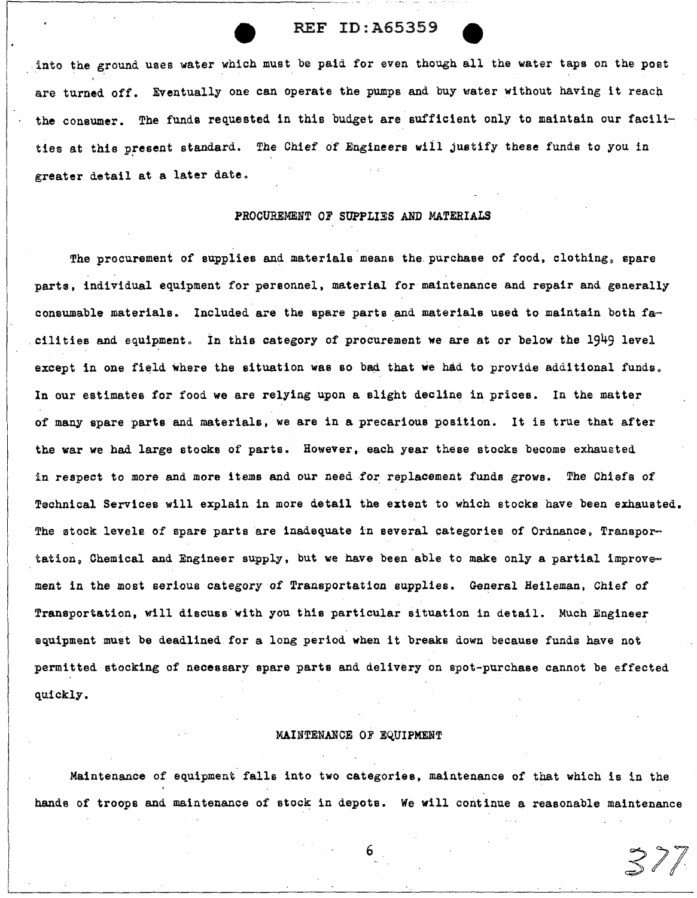into the ground uses water which must be paid for even though all the water taps on the post are turned off. Eventually one can operate the pumps and buy water without having it reach the consumer. The funds requested in this budget are sufficient only to maintain our facilities at this present standard. The Chief of Engineers will justify these funds to you in greater detail at a later date.

## PROCUREMENT OF SUPPLIES AND MATERIALS

The procurement of supplies and materials means the purchase of food, clothing, spare parts, individual equipment for personnel, material for maintenance and repair and generally consumable materials. Included are the spare parts and materials used to maintain both facilities and equipment. In this category of procurement we are at or below the 1949 level except in one field where the situation was so bad that we had to provide additional funds. In our estimates for food we are relying upon a slight decline in prices. In the matter of many spare parts and materials, we are in a precarious position. It is true that after the war we had large stocks of parts. However, each year these stocks become exhausted in respect to more and more items and our need for replacement funds grows. The Chiefs of Technical Services will explain in more detail the extent to which stocks have been exhausted. The stock levels of spare parts are inadequate in several categories of Ordnance, Transportation, Chemical and Engineer supply, but we have been able to make only a partial improvement in the most serious category of Transportation supplies. General Heileman, Chief of Transportation, will discuss with you this particular situation in detail. Much Engineer equipment must be deadlined for a long period when it breaks down because funds have not permitted stocking of necessary spare parts and delivery on spot-purchase cannot be effected quickly.

## MAINTENANCE OF EQUIPMENT

Maintenance of equipment falls into two categories, maintenance of that which is in the hands of troops and maintenance of stock in depots. We will continue a reasonable maintenance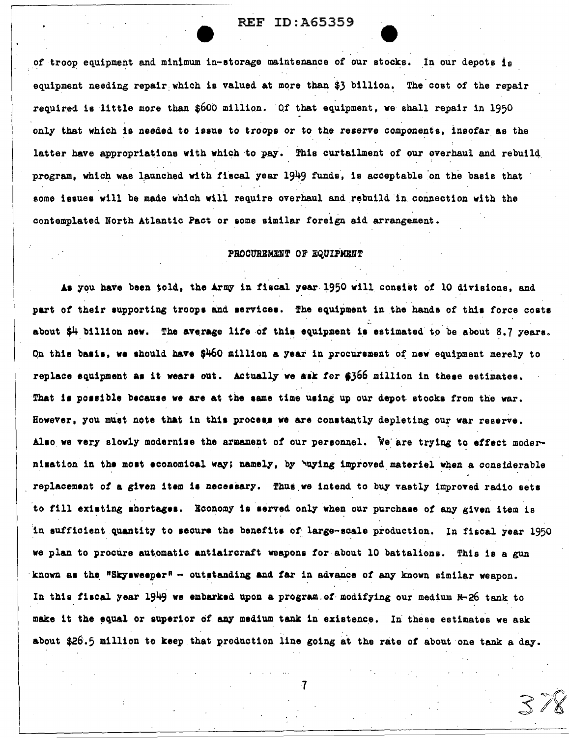of troop equipment and minimum in-storage maintenance of our stocks. In our depots is equipment needing repair which is valued at more than $3 billion. The cost of the repair required is little more than $600 million. Of that equipment, we shall repair in 1950 only that which is needed to issue to troops or to the reserve components, insofar as the latter have appropriations with which to pay. This curtailment of our overhaul and rebuild program, which was launched with fiscal year 1949 funds, is acceptable on the basis that some issues will be made which will require overhaul and rebuild in connection with the contemplated North Atlantic Pact or some similar foreign aid arrangement.

## PROCUREMENT OF EQUIPMENT

As you have been told, the Army in fiscal year 1950 will consist of 10 divisions, and part of their supporting troops and services. The equipment in the hands of this force costs about $4 billion new. The average life of this equipment is estimated to be about 8.7 years. On this basis, we should have $460 million a year in procurement of new equipment merely to replace equipment as it wears out. Actually we ask for $366 million in these estimates. That is possible because we are at the same time using up our depot stocks from the war. However, you must note that in this process we are constantly depleting our war reserve. Also we very slowly modernize the armament of our personnel. We are trying to effect modernization in the most economical way; namely, by buying improved materiel when a considerable replacement of a given item is necessary. Thus we intend to buy vastly improved radio sets to fill existing shortages. Economy is served only when our purchase of any given item is in sufficient quantity to secure the benefits of large-scale production. In fiscal year 1950 we plan to procure automatic antiaircraft weapons for about 10 battalions. This is a gun known as the "Skysweeper" - outstanding and far in advance of any known similar weapon. In this fiscal year 1949 we embarked upon a program of modifying our medium M-26 tank to make it the equal or superior of any medium tank in existence. In these estimates we ask about $26.5 million to keep that production line going at the rate of about one tank a day.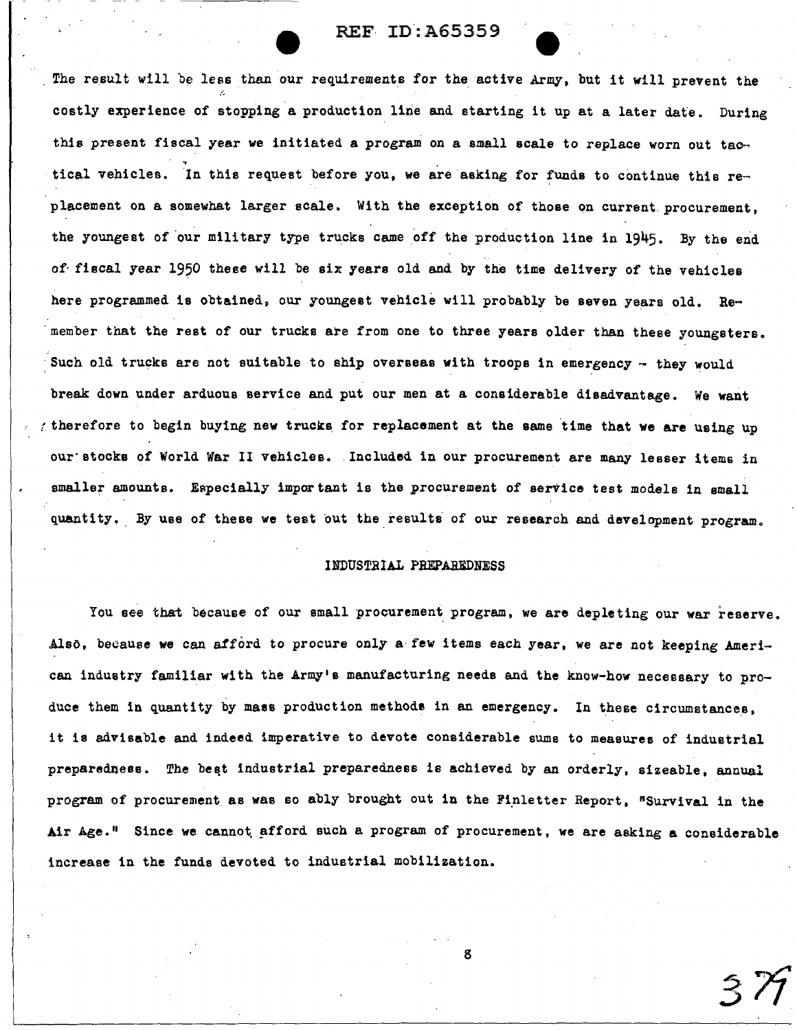The result will be less than our requirements for the active Army, but it will prevent the costly experience of stopping a production line and starting it up at a later date. During this present fiscal year we initiated a program on a small scale to replace worn out tactical vehicles. In this request before you, we are asking for funds to continue this replacement on a somewhat larger scale. With the exception of those on current procurement, the youngest of our military type trucks came off the production line in 1945. By the end of fiscal year 1950 these will be six years old and by the time delivery of the vehicles here programmed is obtained, our youngest vehicle will probably be seven years old. Remember that the rest of our trucks are from one to three years older than these youngsters. Such old trucks are not suitable to ship overseas with troops in emergency - they would break down under arduous service and put our men at a considerable disadvantage. We want therefore to begin buying new trucks for replacement at the same time that we are using up our stocks of World War II vehicles. Included in our procurement are many lesser items in smaller amounts. Especially important is the procurement of service test models in small quantity. By use of these we test out the results of our research and development program.

## INDUSTRIAL PREPAREDNESS

You see that because of our small procurement program, we are depleting our war reserve. Also, because we can afford to procure only a few items each year, we are not keeping American industry familiar with the Army's manufacturing needs and the know-how necessary to produce them in quantity by mass production methods in an emergency. In these circumstances, it is advisable and indeed imperative to devote considerable sums to measures of industrial preparedness. The best industrial preparedness is achieved by an orderly, sizeable, annual program of procurement as was so ably brought out in the Finletter Report, "Survival in the Air Age." Since we cannot afford such a program of procurement, we are asking a considerable increase in the funds devoted to industrial mobilization.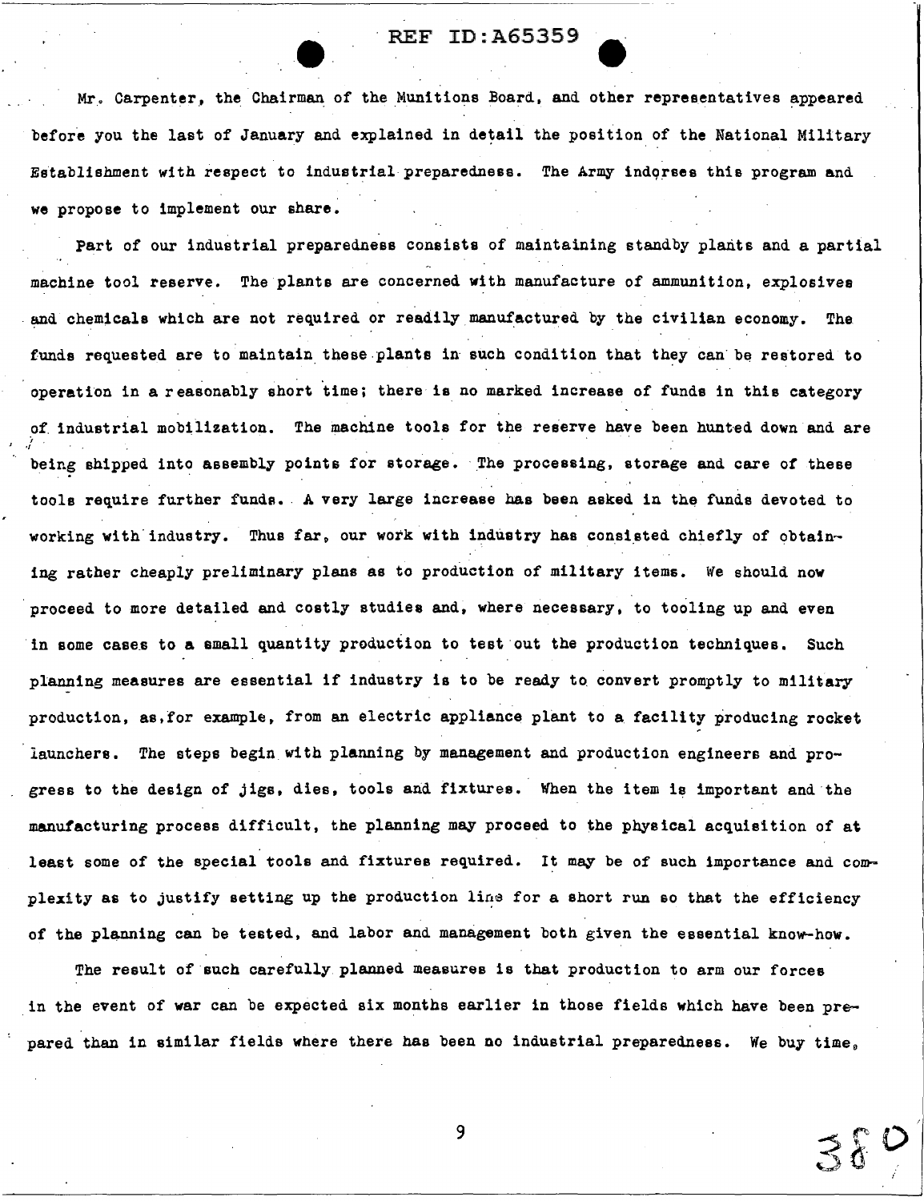Mr. Carpenter, the Chairman of the Munitions Board, and other representatives appeared before you the last of January and explained in detail the position of the National Military Establishment with respect to industrial preparedness. The Army indorses this program and we propose to implement our share.

Part of our industrial preparedness consists of maintaining standby plants and a partial machine tool reserve. The plants are concerned with manufacture of ammunition, explosives and chemicals which are not required or readily manufactured by the civilian economy. The funds requested are to maintain these plants in such condition that they can be restored to operation in a reasonably short time; there is no marked increase of funds in this category of industrial mobilization. The machine tools for the reserve have been hunted down and are being shipped into assembly points for storage. The processing, storage and care of these tools require further funds. A very large increase has been asked in the funds devoted to working with industry. Thus far, our work with industry has consisted chiefly of obtaining rather cheaply preliminary plans as to production of military items. We should now proceed to more detailed and costly studies and, where necessary, to tooling up and even in some cases to a small quantity production to test out the production techniques. Such planning measures are essential if industry is to be ready to convert promptly to military production, as, for example, from an electric appliance plant to a facility producing rocket launchers. The steps begin with planning by management and production engineers and progress to the design of jigs, dies, tools and fixtures. When the item is important and the manufacturing process difficult, the planning may proceed to the physical acquisition of at least some of the special tools and fixtures required. It may be of such importance and complexity as to justify setting up the production line for a short run so that the efficiency of the planning can be tested, and labor and management both given the essential know-how.

The result of such carefully planned measures is that production to arm our forces in the event of war can be expected six months earlier in those fields which have been prepared than in similar fields where there has been no industrial preparedness. We buy time,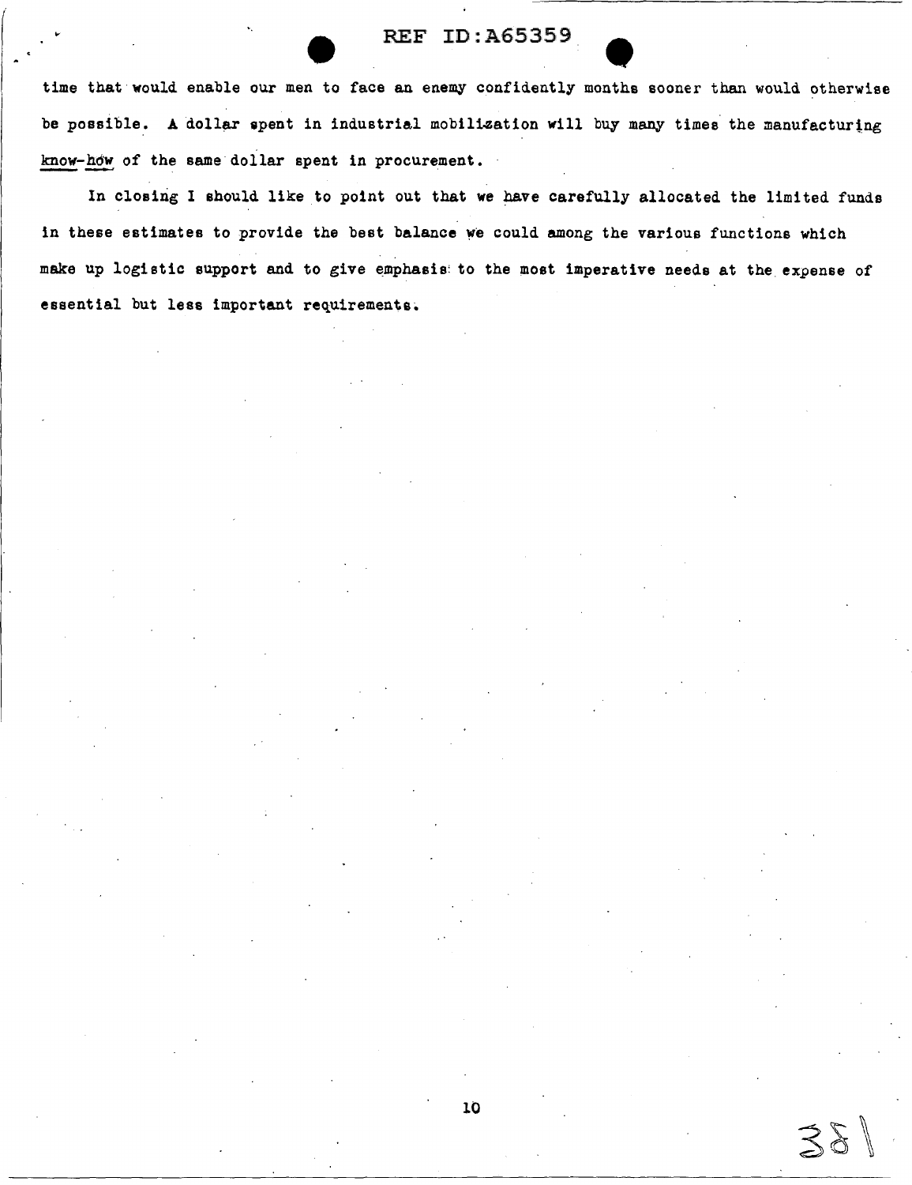time that would enable our men to face an enemy confidently months sooner than would otherwise be possible. A dollar spent in industrial mobilization will buy many times the manufacturing know-how of the same dollar spent in procurement.

In closing I should like to point out that we have carefully allocated the limited funds in these estimates to provide the best balance we could among the various functions which make up logistic support and to give emphasis to the most imperative needs at the expense of essential but less important requirements.